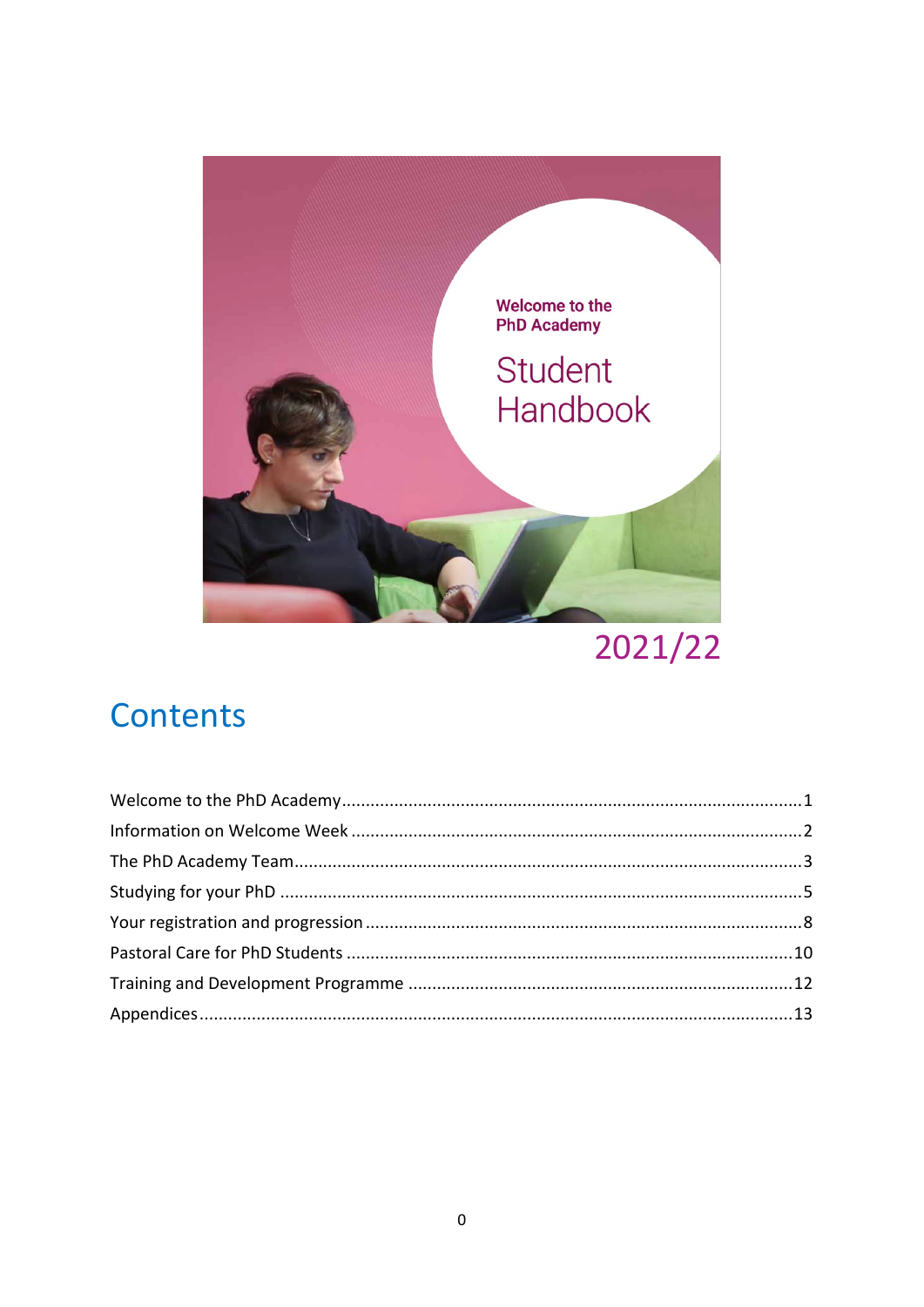Welcome to the PhD Academy

# Student Handbook

2021/22

## Contents

Welcome to the PhD Academy ........ 1
Information on Welcome Week ........ 2
The PhD Academy Team ........ 3
Studying for your PhD ........ 5
Your registration and progression ........ 8
Pastoral Care for PhD Students ........ 10
Training and Development Programme ........ 12
Appendices ........ 13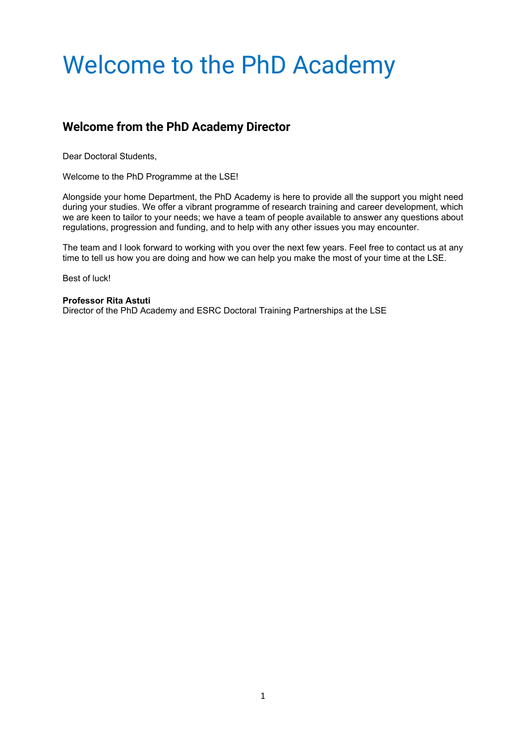# Welcome to the PhD Academy

## Welcome from the PhD Academy Director

Dear Doctoral Students,

Welcome to the PhD Programme at the LSE!

Alongside your home Department, the PhD Academy is here to provide all the support you might need during your studies. We offer a vibrant programme of research training and career development, which we are keen to tailor to your needs; we have a team of people available to answer any questions about regulations, progression and funding, and to help with any other issues you may encounter.

The team and I look forward to working with you over the next few years. Feel free to contact us at any time to tell us how you are doing and how we can help you make the most of your time at the LSE.

Best of luck!

**Professor Rita Astuti**
Director of the PhD Academy and ESRC Doctoral Training Partnerships at the LSE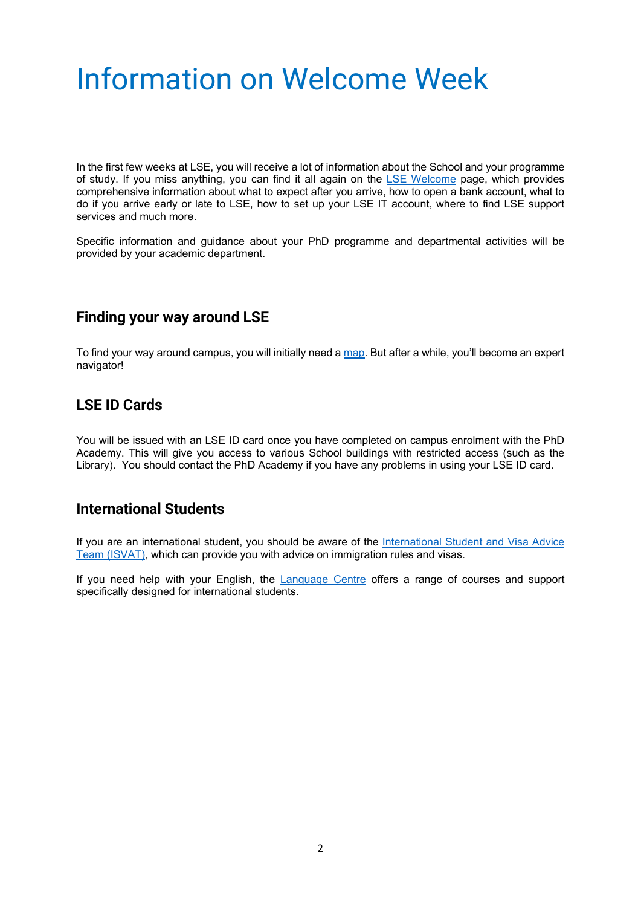# Information on Welcome Week

In the first few weeks at LSE, you will receive a lot of information about the School and your programme of study. If you miss anything, you can find it all again on the LSE Welcome page, which provides comprehensive information about what to expect after you arrive, how to open a bank account, what to do if you arrive early or late to LSE, how to set up your LSE IT account, where to find LSE support services and much more.

Specific information and guidance about your PhD programme and departmental activities will be provided by your academic department.

## Finding your way around LSE

To find your way around campus, you will initially need a map. But after a while, you'll become an expert navigator!

## LSE ID Cards

You will be issued with an LSE ID card once you have completed on campus enrolment with the PhD Academy. This will give you access to various School buildings with restricted access (such as the Library). You should contact the PhD Academy if you have any problems in using your LSE ID card.

## International Students

If you are an international student, you should be aware of the International Student and Visa Advice Team (ISVAT), which can provide you with advice on immigration rules and visas.

If you need help with your English, the Language Centre offers a range of courses and support specifically designed for international students.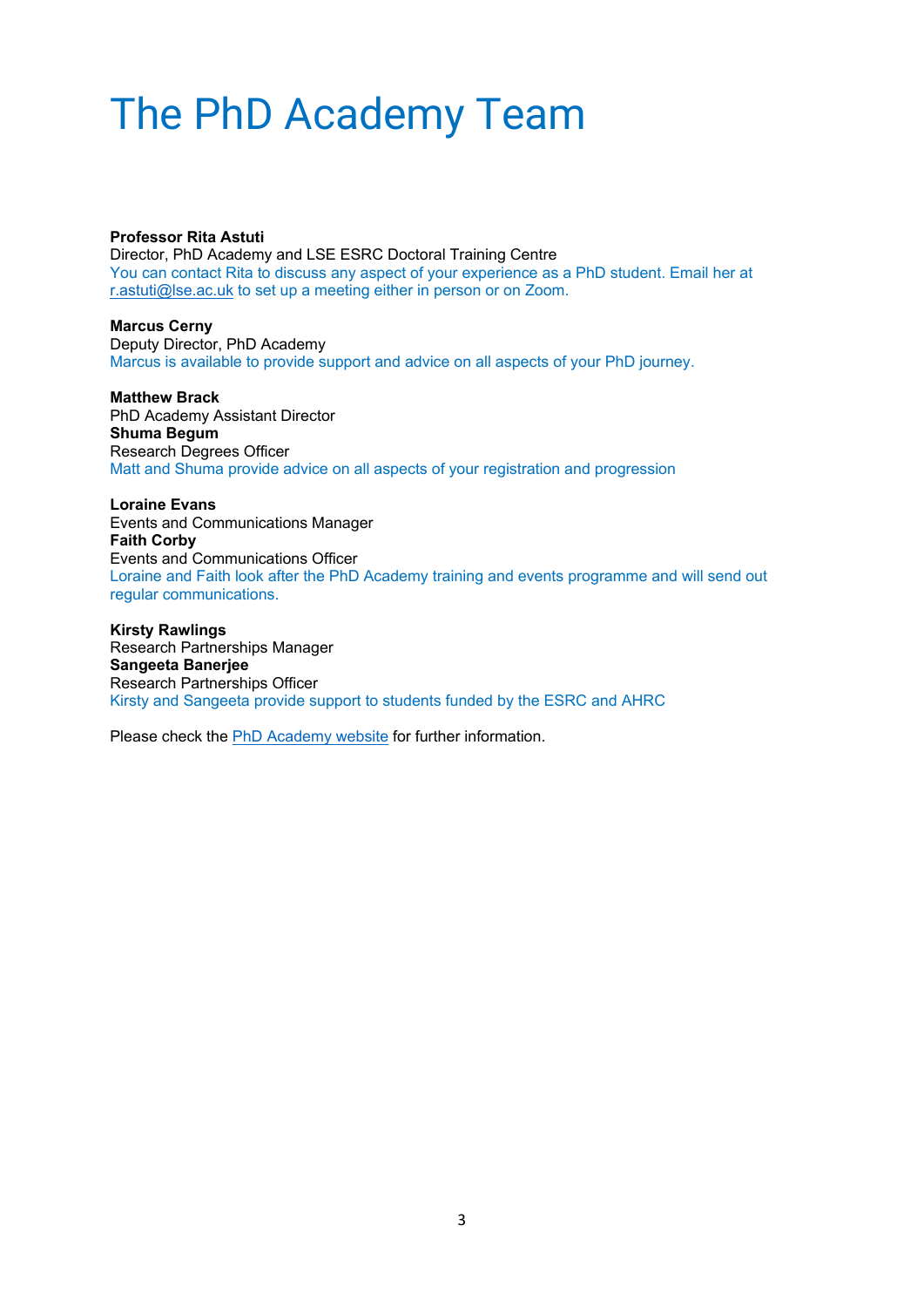# The PhD Academy Team

**Professor Rita Astuti**
Director, PhD Academy and LSE ESRC Doctoral Training Centre
You can contact Rita to discuss any aspect of your experience as a PhD student. Email her at r.astuti@lse.ac.uk to set up a meeting either in person or on Zoom.

**Marcus Cerny**
Deputy Director, PhD Academy
Marcus is available to provide support and advice on all aspects of your PhD journey.

**Matthew Brack**
PhD Academy Assistant Director
**Shuma Begum**
Research Degrees Officer
Matt and Shuma provide advice on all aspects of your registration and progression

**Loraine Evans**
Events and Communications Manager
**Faith Corby**
Events and Communications Officer
Loraine and Faith look after the PhD Academy training and events programme and will send out regular communications.

**Kirsty Rawlings**
Research Partnerships Manager
**Sangeeta Banerjee**
Research Partnerships Officer
Kirsty and Sangeeta provide support to students funded by the ESRC and AHRC

Please check the PhD Academy website for further information.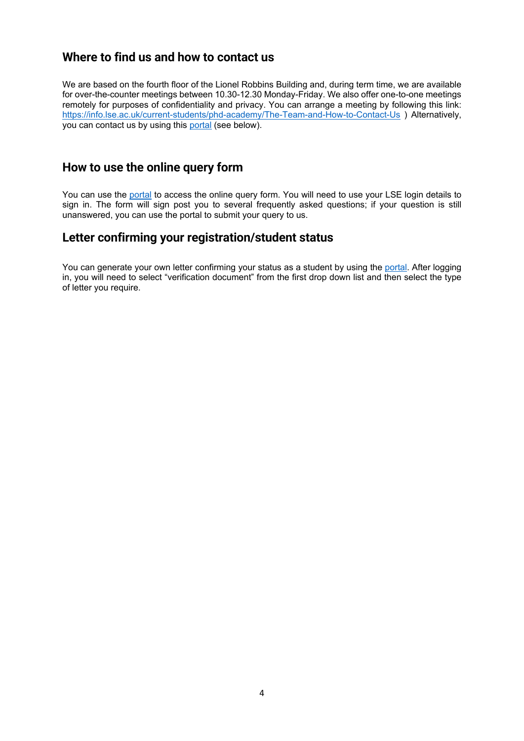## Where to find us and how to contact us

We are based on the fourth floor of the Lionel Robbins Building and, during term time, we are available for over-the-counter meetings between 10.30-12.30 Monday-Friday. We also offer one-to-one meetings remotely for purposes of confidentiality and privacy. You can arrange a meeting by following this link: [https://info.lse.ac.uk/current-students/phd-academy/The-Team-and-How-to-Contact-Us](https://info.lse.ac.uk/current-students/phd-academy/The-Team-and-How-to-Contact-Us) ) Alternatively, you can contact us by using this portal (see below).

## How to use the online query form

You can use the portal to access the online query form. You will need to use your LSE login details to sign in. The form will sign post you to several frequently asked questions; if your question is still unanswered, you can use the portal to submit your query to us.

## Letter confirming your registration/student status

You can generate your own letter confirming your status as a student by using the portal. After logging in, you will need to select "verification document" from the first drop down list and then select the type of letter you require.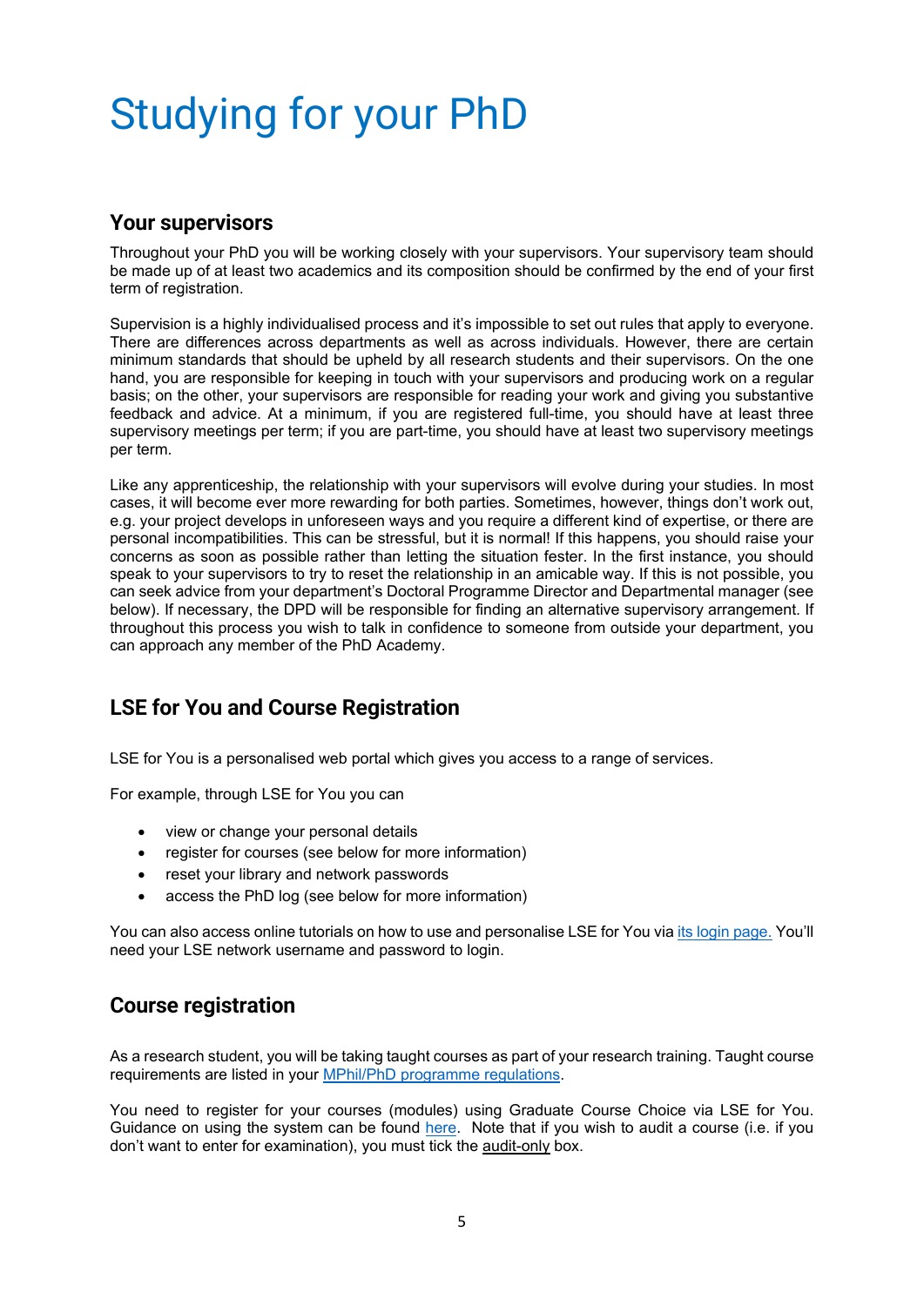# Studying for your PhD

## Your supervisors

Throughout your PhD you will be working closely with your supervisors. Your supervisory team should be made up of at least two academics and its composition should be confirmed by the end of your first term of registration.

Supervision is a highly individualised process and it's impossible to set out rules that apply to everyone. There are differences across departments as well as across individuals. However, there are certain minimum standards that should be upheld by all research students and their supervisors. On the one hand, you are responsible for keeping in touch with your supervisors and producing work on a regular basis; on the other, your supervisors are responsible for reading your work and giving you substantive feedback and advice. At a minimum, if you are registered full-time, you should have at least three supervisory meetings per term; if you are part-time, you should have at least two supervisory meetings per term.

Like any apprenticeship, the relationship with your supervisors will evolve during your studies. In most cases, it will become ever more rewarding for both parties. Sometimes, however, things don't work out, e.g. your project develops in unforeseen ways and you require a different kind of expertise, or there are personal incompatibilities. This can be stressful, but it is normal! If this happens, you should raise your concerns as soon as possible rather than letting the situation fester. In the first instance, you should speak to your supervisors to try to reset the relationship in an amicable way. If this is not possible, you can seek advice from your department's Doctoral Programme Director and Departmental manager (see below). If necessary, the DPD will be responsible for finding an alternative supervisory arrangement. If throughout this process you wish to talk in confidence to someone from outside your department, you can approach any member of the PhD Academy.

## LSE for You and Course Registration

LSE for You is a personalised web portal which gives you access to a range of services.

For example, through LSE for You you can

- view or change your personal details
- register for courses (see below for more information)
- reset your library and network passwords
- access the PhD log (see below for more information)

You can also access online tutorials on how to use and personalise LSE for You via its login page. You'll need your LSE network username and password to login.

## Course registration

As a research student, you will be taking taught courses as part of your research training. Taught course requirements are listed in your MPhil/PhD programme regulations.

You need to register for your courses (modules) using Graduate Course Choice via LSE for You. Guidance on using the system can be found here. Note that if you wish to audit a course (i.e. if you don't want to enter for examination), you must tick the audit-only box.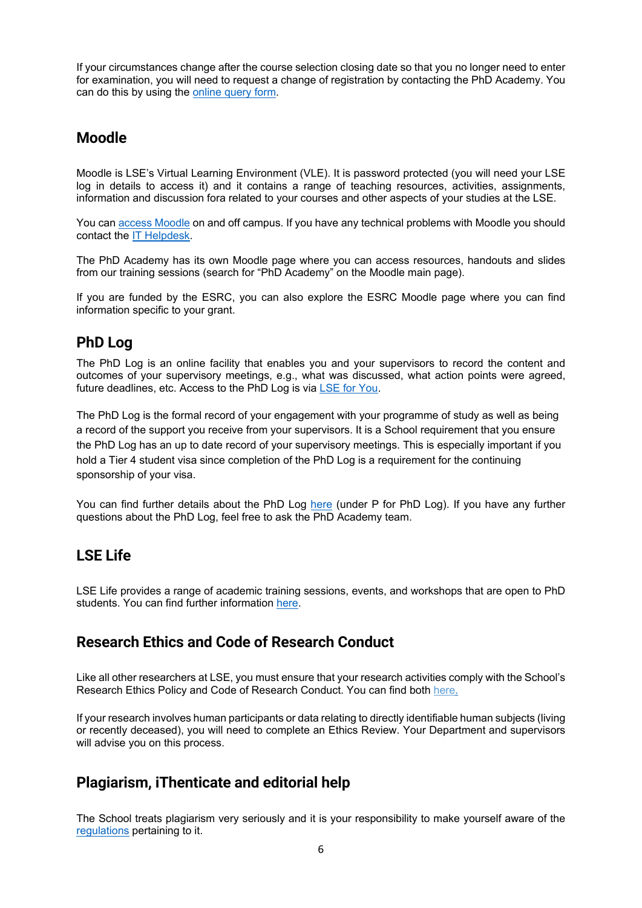If your circumstances change after the course selection closing date so that you no longer need to enter for examination, you will need to request a change of registration by contacting the PhD Academy. You can do this by using the online query form.

## Moodle

Moodle is LSE's Virtual Learning Environment (VLE). It is password protected (you will need your LSE log in details to access it) and it contains a range of teaching resources, activities, assignments, information and discussion fora related to your courses and other aspects of your studies at the LSE.

You can access Moodle on and off campus. If you have any technical problems with Moodle you should contact the IT Helpdesk.

The PhD Academy has its own Moodle page where you can access resources, handouts and slides from our training sessions (search for "PhD Academy" on the Moodle main page).

If you are funded by the ESRC, you can also explore the ESRC Moodle page where you can find information specific to your grant.

## PhD Log

The PhD Log is an online facility that enables you and your supervisors to record the content and outcomes of your supervisory meetings, e.g., what was discussed, what action points were agreed, future deadlines, etc. Access to the PhD Log is via LSE for You.

The PhD Log is the formal record of your engagement with your programme of study as well as being a record of the support you receive from your supervisors. It is a School requirement that you ensure the PhD Log has an up to date record of your supervisory meetings. This is especially important if you hold a Tier 4 student visa since completion of the PhD Log is a requirement for the continuing sponsorship of your visa.

You can find further details about the PhD Log here (under P for PhD Log). If you have any further questions about the PhD Log, feel free to ask the PhD Academy team.

## LSE Life

LSE Life provides a range of academic training sessions, events, and workshops that are open to PhD students. You can find further information here.

## Research Ethics and Code of Research Conduct

Like all other researchers at LSE, you must ensure that your research activities comply with the School's Research Ethics Policy and Code of Research Conduct. You can find both here.

If your research involves human participants or data relating to directly identifiable human subjects (living or recently deceased), you will need to complete an Ethics Review. Your Department and supervisors will advise you on this process.

## Plagiarism, iThenticate and editorial help

The School treats plagiarism very seriously and it is your responsibility to make yourself aware of the regulations pertaining to it.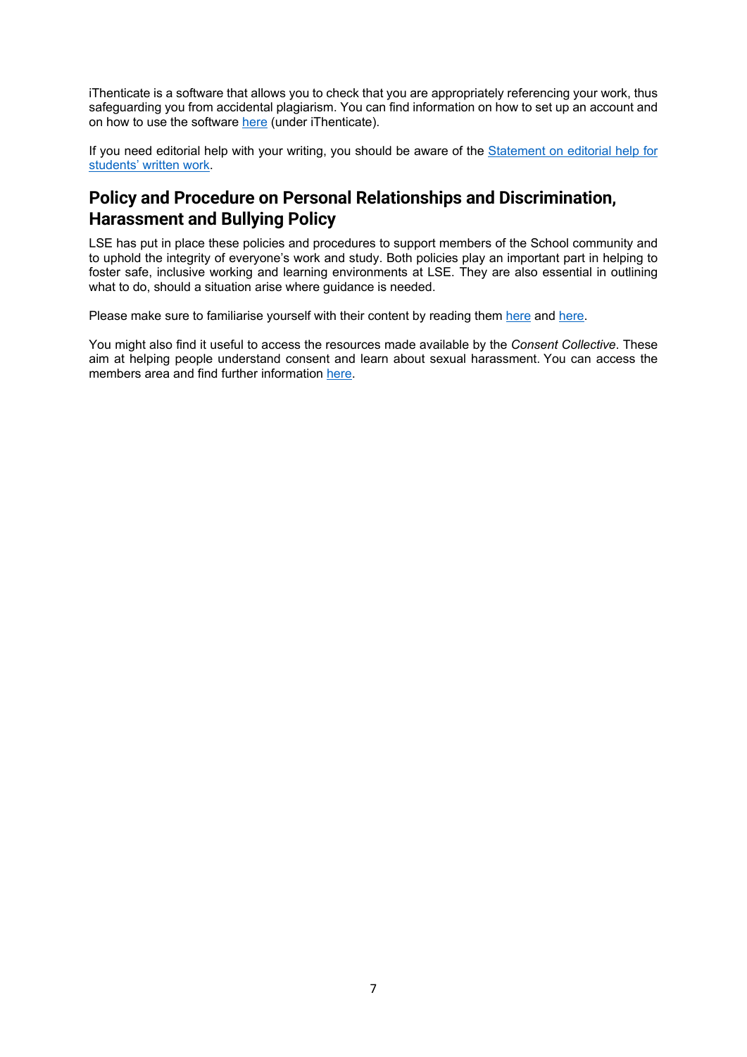iThenticate is a software that allows you to check that you are appropriately referencing your work, thus safeguarding you from accidental plagiarism. You can find information on how to set up an account and on how to use the software here (under iThenticate).

If you need editorial help with your writing, you should be aware of the Statement on editorial help for students' written work.

## Policy and Procedure on Personal Relationships and Discrimination, Harassment and Bullying Policy

LSE has put in place these policies and procedures to support members of the School community and to uphold the integrity of everyone's work and study. Both policies play an important part in helping to foster safe, inclusive working and learning environments at LSE. They are also essential in outlining what to do, should a situation arise where guidance is needed.

Please make sure to familiarise yourself with their content by reading them here and here.

You might also find it useful to access the resources made available by the *Consent Collective*. These aim at helping people understand consent and learn about sexual harassment. You can access the members area and find further information here.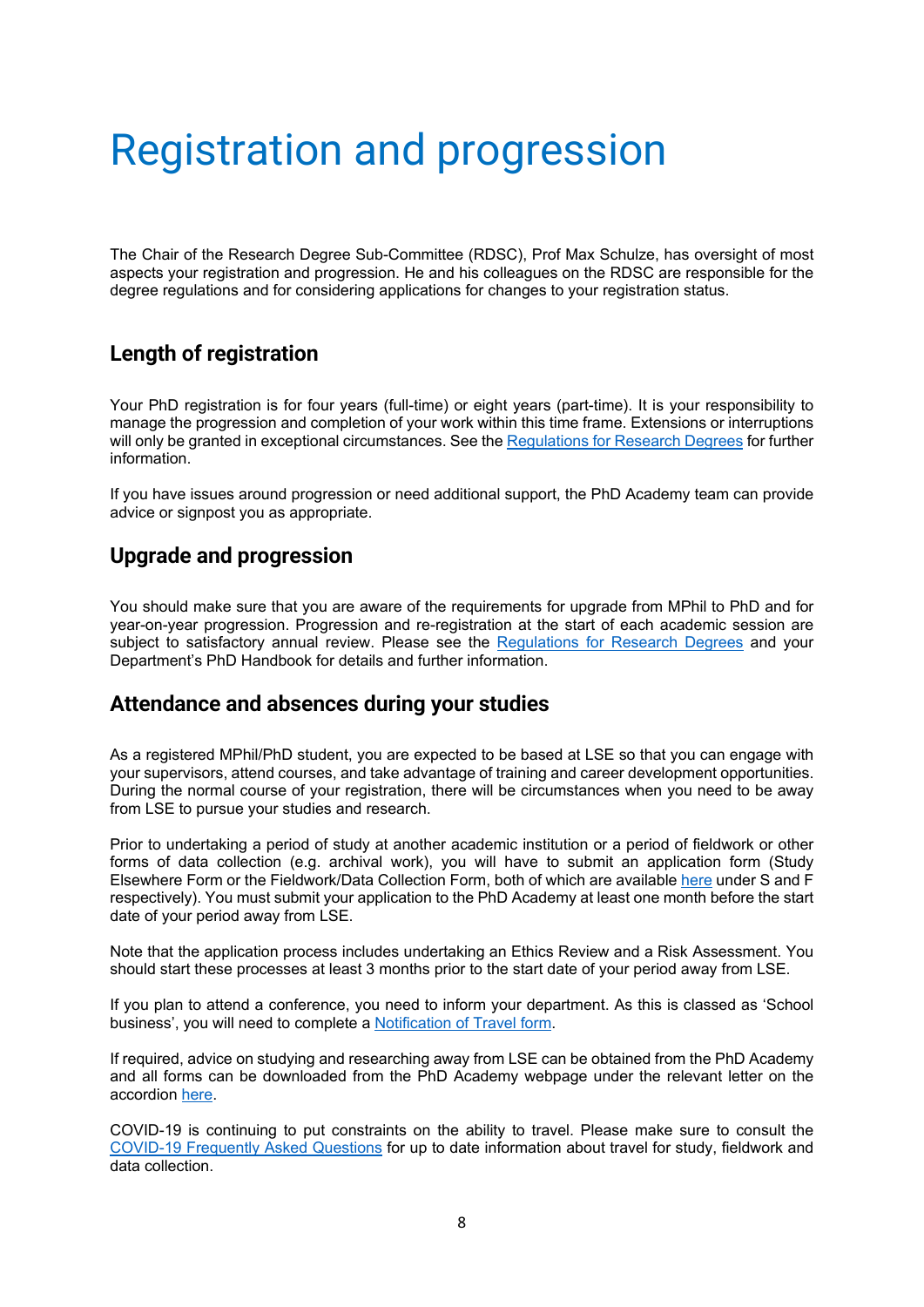# Registration and progression

The Chair of the Research Degree Sub-Committee (RDSC), Prof Max Schulze, has oversight of most aspects your registration and progression. He and his colleagues on the RDSC are responsible for the degree regulations and for considering applications for changes to your registration status.

## Length of registration

Your PhD registration is for four years (full-time) or eight years (part-time). It is your responsibility to manage the progression and completion of your work within this time frame. Extensions or interruptions will only be granted in exceptional circumstances. See the Regulations for Research Degrees for further information.

If you have issues around progression or need additional support, the PhD Academy team can provide advice or signpost you as appropriate.

## Upgrade and progression

You should make sure that you are aware of the requirements for upgrade from MPhil to PhD and for year-on-year progression. Progression and re-registration at the start of each academic session are subject to satisfactory annual review. Please see the Regulations for Research Degrees and your Department's PhD Handbook for details and further information.

## Attendance and absences during your studies

As a registered MPhil/PhD student, you are expected to be based at LSE so that you can engage with your supervisors, attend courses, and take advantage of training and career development opportunities. During the normal course of your registration, there will be circumstances when you need to be away from LSE to pursue your studies and research.

Prior to undertaking a period of study at another academic institution or a period of fieldwork or other forms of data collection (e.g. archival work), you will have to submit an application form (Study Elsewhere Form or the Fieldwork/Data Collection Form, both of which are available here under S and F respectively). You must submit your application to the PhD Academy at least one month before the start date of your period away from LSE.

Note that the application process includes undertaking an Ethics Review and a Risk Assessment. You should start these processes at least 3 months prior to the start date of your period away from LSE.

If you plan to attend a conference, you need to inform your department. As this is classed as 'School business', you will need to complete a Notification of Travel form.

If required, advice on studying and researching away from LSE can be obtained from the PhD Academy and all forms can be downloaded from the PhD Academy webpage under the relevant letter on the accordion here.

COVID-19 is continuing to put constraints on the ability to travel. Please make sure to consult the COVID-19 Frequently Asked Questions for up to date information about travel for study, fieldwork and data collection.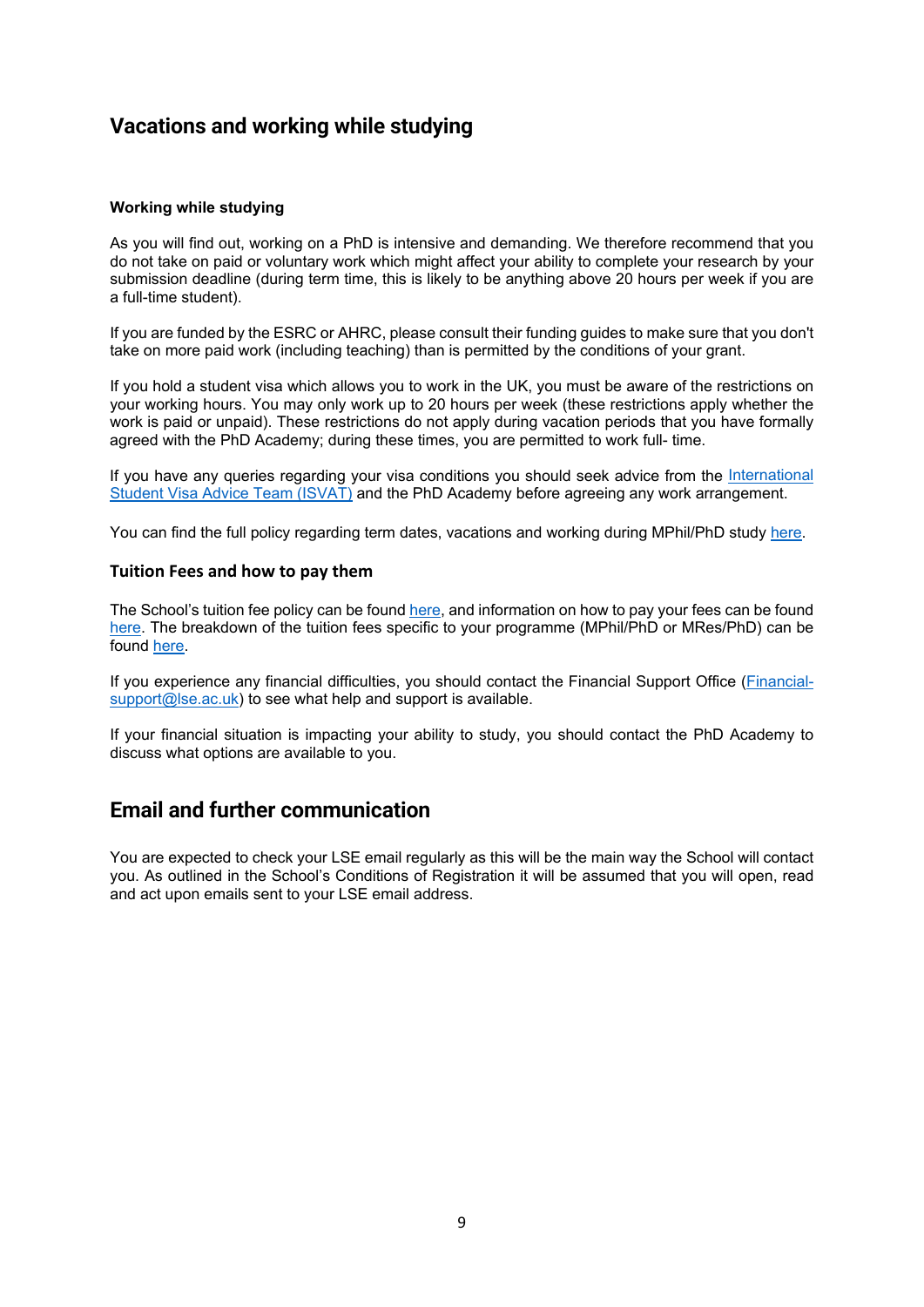## Vacations and working while studying

#### Working while studying

As you will find out, working on a PhD is intensive and demanding. We therefore recommend that you do not take on paid or voluntary work which might affect your ability to complete your research by your submission deadline (during term time, this is likely to be anything above 20 hours per week if you are a full-time student).

If you are funded by the ESRC or AHRC, please consult their funding guides to make sure that you don't take on more paid work (including teaching) than is permitted by the conditions of your grant.

If you hold a student visa which allows you to work in the UK, you must be aware of the restrictions on your working hours. You may only work up to 20 hours per week (these restrictions apply whether the work is paid or unpaid). These restrictions do not apply during vacation periods that you have formally agreed with the PhD Academy; during these times, you are permitted to work full- time.

If you have any queries regarding your visa conditions you should seek advice from the International Student Visa Advice Team (ISVAT) and the PhD Academy before agreeing any work arrangement.

You can find the full policy regarding term dates, vacations and working during MPhil/PhD study here.

#### Tuition Fees and how to pay them

The School's tuition fee policy can be found here, and information on how to pay your fees can be found here. The breakdown of the tuition fees specific to your programme (MPhil/PhD or MRes/PhD) can be found here.

If you experience any financial difficulties, you should contact the Financial Support Office (Financial-support@lse.ac.uk) to see what help and support is available.

If your financial situation is impacting your ability to study, you should contact the PhD Academy to discuss what options are available to you.

## Email and further communication

You are expected to check your LSE email regularly as this will be the main way the School will contact you. As outlined in the School's Conditions of Registration it will be assumed that you will open, read and act upon emails sent to your LSE email address.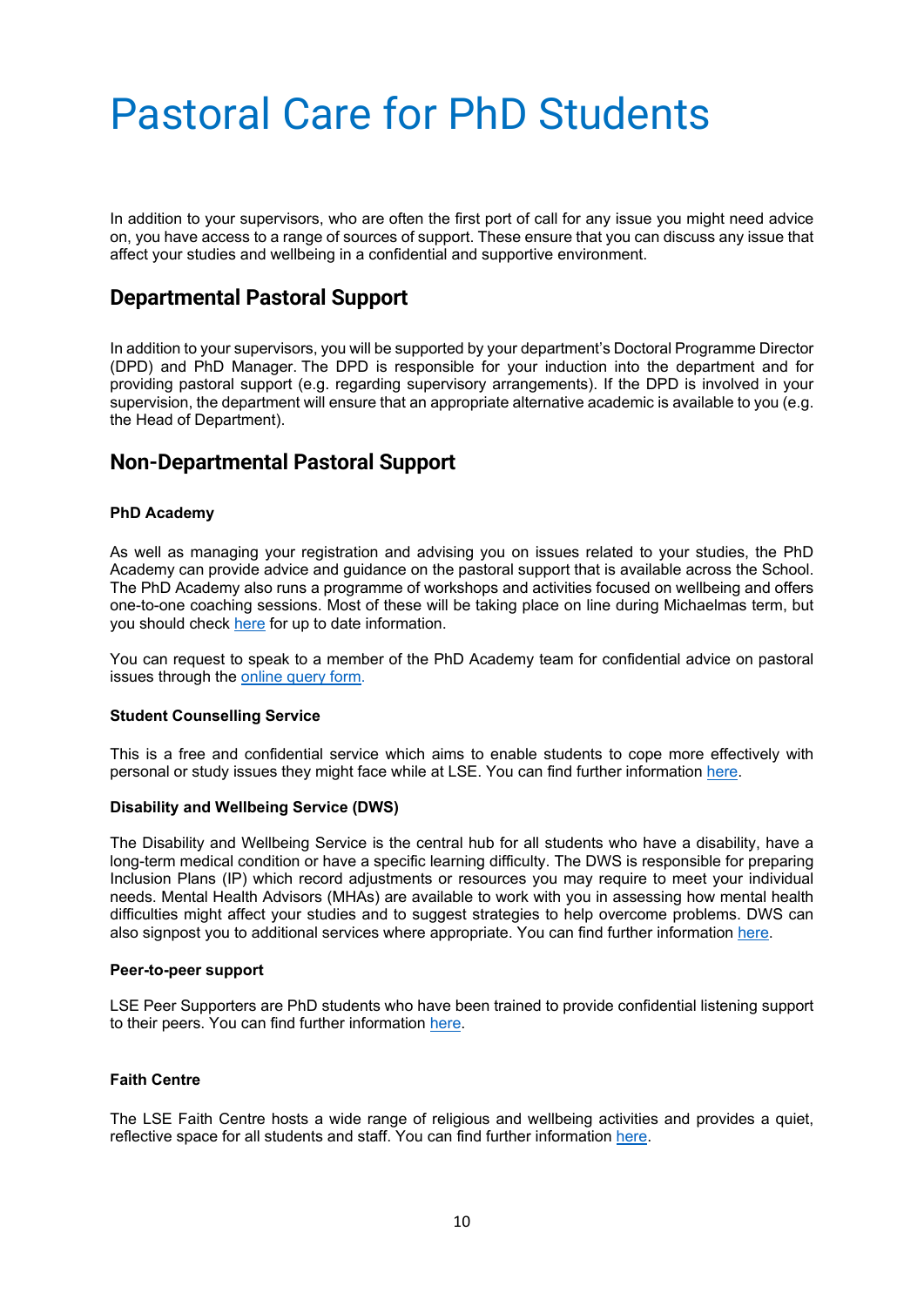# Pastoral Care for PhD Students

In addition to your supervisors, who are often the first port of call for any issue you might need advice on, you have access to a range of sources of support. These ensure that you can discuss any issue that affect your studies and wellbeing in a confidential and supportive environment.

## Departmental Pastoral Support

In addition to your supervisors, you will be supported by your department's Doctoral Programme Director (DPD) and PhD Manager. The DPD is responsible for your induction into the department and for providing pastoral support (e.g. regarding supervisory arrangements). If the DPD is involved in your supervision, the department will ensure that an appropriate alternative academic is available to you (e.g. the Head of Department).

## Non-Departmental Pastoral Support

**PhD Academy**

As well as managing your registration and advising you on issues related to your studies, the PhD Academy can provide advice and guidance on the pastoral support that is available across the School. The PhD Academy also runs a programme of workshops and activities focused on wellbeing and offers one-to-one coaching sessions. Most of these will be taking place on line during Michaelmas term, but you should check here for up to date information.

You can request to speak to a member of the PhD Academy team for confidential advice on pastoral issues through the online query form.

**Student Counselling Service**

This is a free and confidential service which aims to enable students to cope more effectively with personal or study issues they might face while at LSE. You can find further information here.

**Disability and Wellbeing Service (DWS)**

The Disability and Wellbeing Service is the central hub for all students who have a disability, have a long-term medical condition or have a specific learning difficulty. The DWS is responsible for preparing Inclusion Plans (IP) which record adjustments or resources you may require to meet your individual needs. Mental Health Advisors (MHAs) are available to work with you in assessing how mental health difficulties might affect your studies and to suggest strategies to help overcome problems. DWS can also signpost you to additional services where appropriate. You can find further information here.

**Peer-to-peer support**

LSE Peer Supporters are PhD students who have been trained to provide confidential listening support to their peers. You can find further information here.

**Faith Centre**

The LSE Faith Centre hosts a wide range of religious and wellbeing activities and provides a quiet, reflective space for all students and staff. You can find further information here.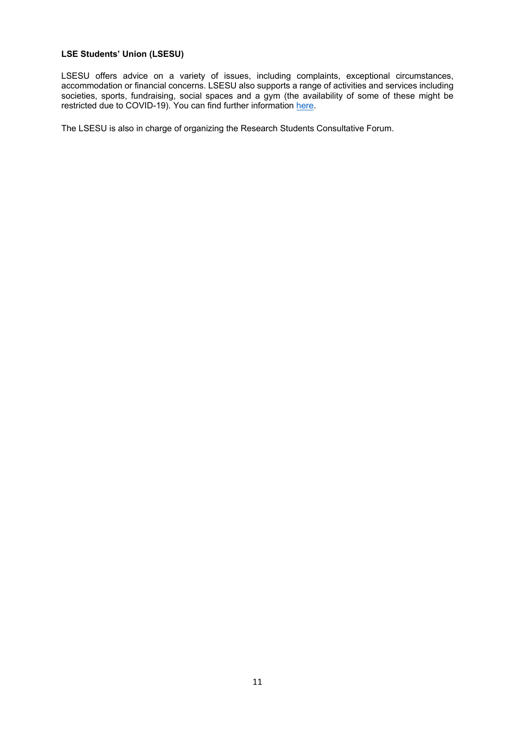**LSE Students' Union (LSESU)**

LSESU offers advice on a variety of issues, including complaints, exceptional circumstances, accommodation or financial concerns. LSESU also supports a range of activities and services including societies, sports, fundraising, social spaces and a gym (the availability of some of these might be restricted due to COVID-19). You can find further information here.

The LSESU is also in charge of organizing the Research Students Consultative Forum.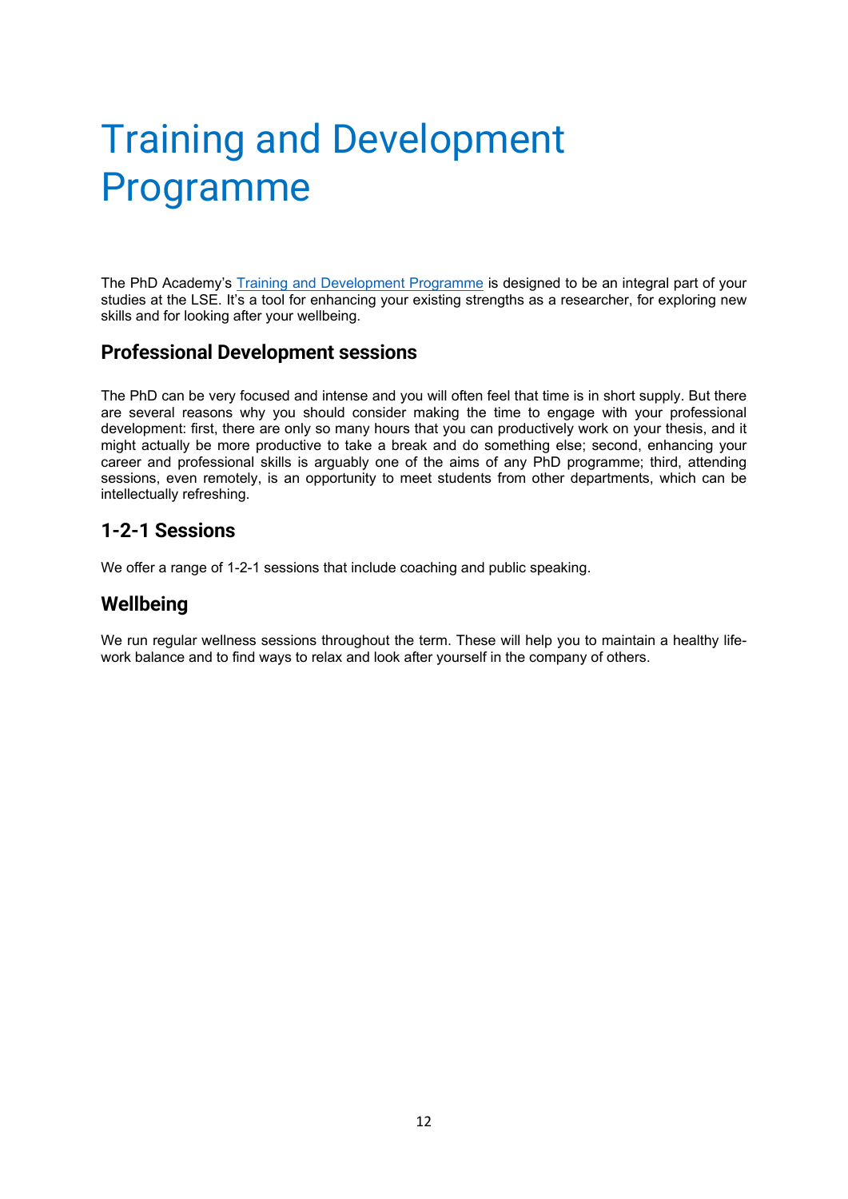# Training and Development Programme

The PhD Academy's Training and Development Programme is designed to be an integral part of your studies at the LSE. It's a tool for enhancing your existing strengths as a researcher, for exploring new skills and for looking after your wellbeing.

## Professional Development sessions

The PhD can be very focused and intense and you will often feel that time is in short supply. But there are several reasons why you should consider making the time to engage with your professional development: first, there are only so many hours that you can productively work on your thesis, and it might actually be more productive to take a break and do something else; second, enhancing your career and professional skills is arguably one of the aims of any PhD programme; third, attending sessions, even remotely, is an opportunity to meet students from other departments, which can be intellectually refreshing.

## 1-2-1 Sessions

We offer a range of 1-2-1 sessions that include coaching and public speaking.

## Wellbeing

We run regular wellness sessions throughout the term. These will help you to maintain a healthy life-work balance and to find ways to relax and look after yourself in the company of others.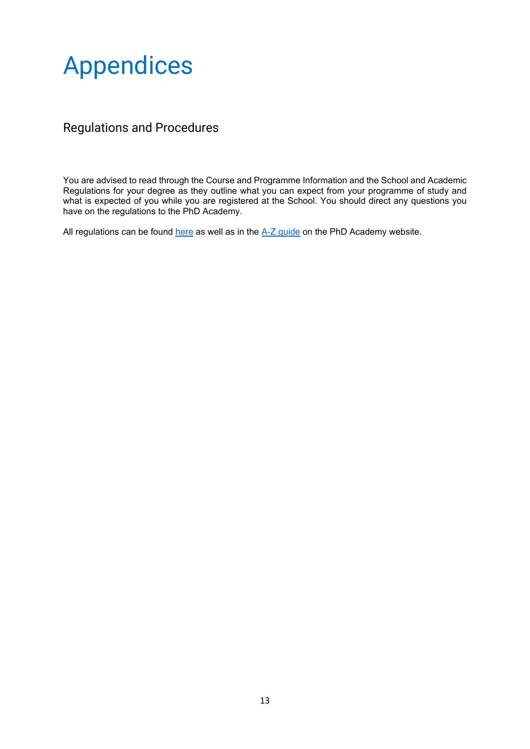# Appendices

## Regulations and Procedures

You are advised to read through the Course and Programme Information and the School and Academic Regulations for your degree as they outline what you can expect from your programme of study and what is expected of you while you are registered at the School. You should direct any questions you have on the regulations to the PhD Academy.

All regulations can be found here as well as in the A-Z guide on the PhD Academy website.